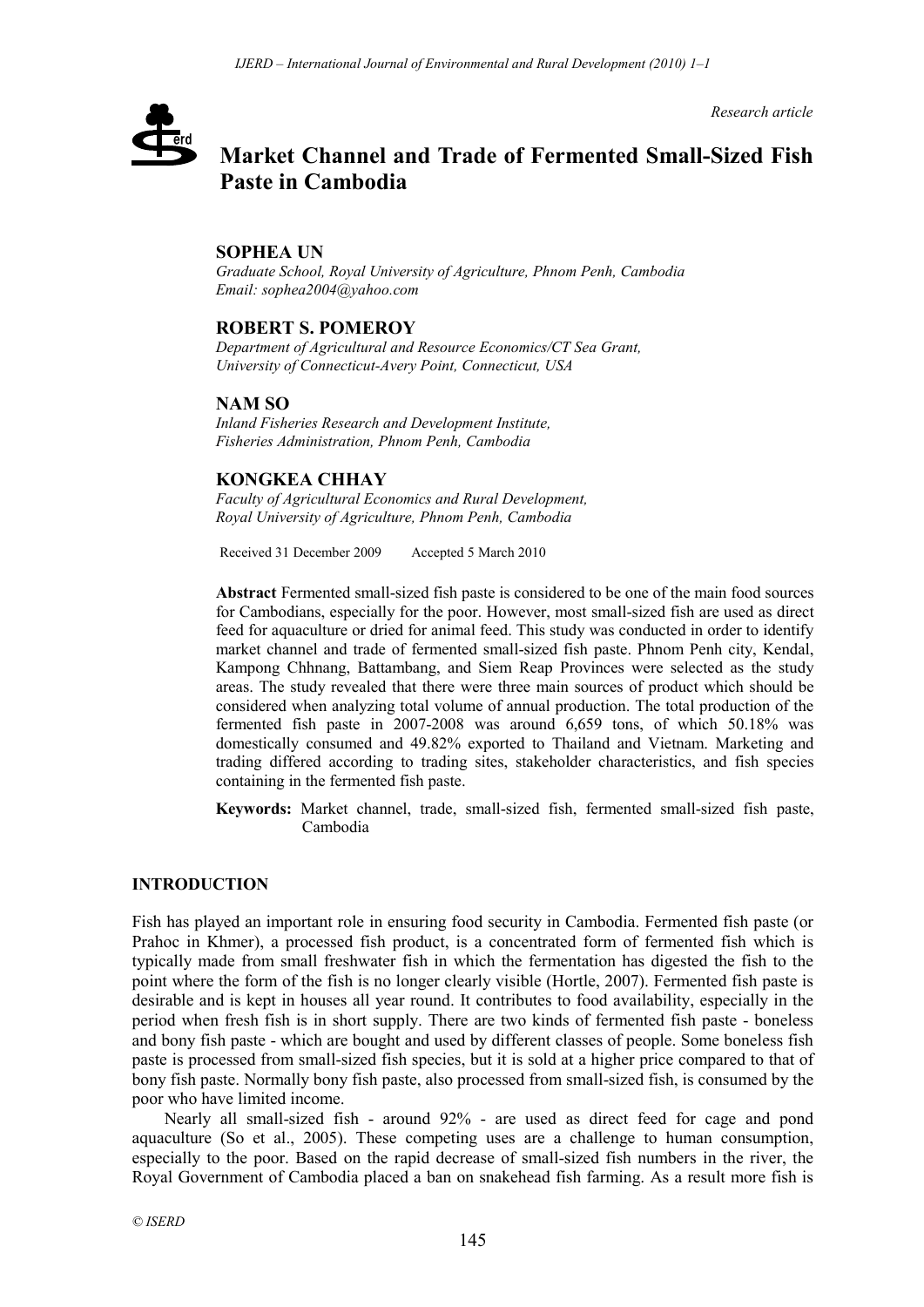*Research article*

# Market Channel and Trade of Fermented Small-Sized Fish Paste in Cambodia

**SOPHEA UN**

*Graduate School, Royal University of Agriculture, Phnom Penh, Cambodia*
*Email: sophea2004@yahoo.com*

**ROBERT S. POMEROY**

*Department of Agricultural and Resource Economics/CT Sea Grant, University of Connecticut-Avery Point, Connecticut, USA*

**NAM SO**

*Inland Fisheries Research and Development Institute, Fisheries Administration, Phnom Penh, Cambodia*

**KONGKEA CHHAY**

*Faculty of Agricultural Economics and Rural Development, Royal University of Agriculture, Phnom Penh, Cambodia*

Received 31 December 2009 Accepted 5 March 2010

**Abstract** Fermented small-sized fish paste is considered to be one of the main food sources for Cambodians, especially for the poor. However, most small-sized fish are used as direct feed for aquaculture or dried for animal feed. This study was conducted in order to identify market channel and trade of fermented small-sized fish paste. Phnom Penh city, Kendal, Kampong Chhnang, Battambang, and Siem Reap Provinces were selected as the study areas. The study revealed that there were three main sources of product which should be considered when analyzing total volume of annual production. The total production of the fermented fish paste in 2007-2008 was around 6,659 tons, of which 50.18% was domestically consumed and 49.82% exported to Thailand and Vietnam. Marketing and trading differed according to trading sites, stakeholder characteristics, and fish species containing in the fermented fish paste.

**Keywords:** Market channel, trade, small-sized fish, fermented small-sized fish paste, Cambodia

## INTRODUCTION

Fish has played an important role in ensuring food security in Cambodia. Fermented fish paste (or Prahoc in Khmer), a processed fish product, is a concentrated form of fermented fish which is typically made from small freshwater fish in which the fermentation has digested the fish to the point where the form of the fish is no longer clearly visible (Hortle, 2007). Fermented fish paste is desirable and is kept in houses all year round. It contributes to food availability, especially in the period when fresh fish is in short supply. There are two kinds of fermented fish paste - boneless and bony fish paste - which are bought and used by different classes of people. Some boneless fish paste is processed from small-sized fish species, but it is sold at a higher price compared to that of bony fish paste. Normally bony fish paste, also processed from small-sized fish, is consumed by the poor who have limited income.

Nearly all small-sized fish - around 92% - are used as direct feed for cage and pond aquaculture (So et al., 2005). These competing uses are a challenge to human consumption, especially to the poor. Based on the rapid decrease of small-sized fish numbers in the river, the Royal Government of Cambodia placed a ban on snakehead fish farming. As a result more fish is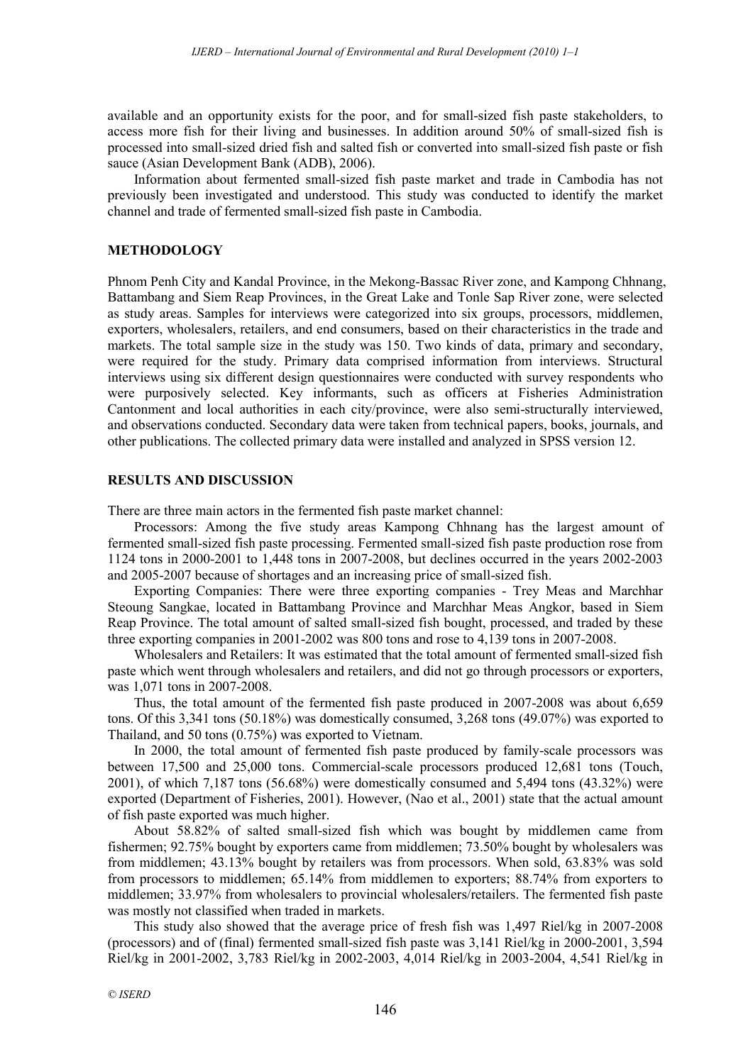available and an opportunity exists for the poor, and for small-sized fish paste stakeholders, to access more fish for their living and businesses. In addition around 50% of small-sized fish is processed into small-sized dried fish and salted fish or converted into small-sized fish paste or fish sauce (Asian Development Bank (ADB), 2006).

Information about fermented small-sized fish paste market and trade in Cambodia has not previously been investigated and understood. This study was conducted to identify the market channel and trade of fermented small-sized fish paste in Cambodia.

## METHODOLOGY

Phnom Penh City and Kandal Province, in the Mekong-Bassac River zone, and Kampong Chhnang, Battambang and Siem Reap Provinces, in the Great Lake and Tonle Sap River zone, were selected as study areas. Samples for interviews were categorized into six groups, processors, middlemen, exporters, wholesalers, retailers, and end consumers, based on their characteristics in the trade and markets. The total sample size in the study was 150. Two kinds of data, primary and secondary, were required for the study. Primary data comprised information from interviews. Structural interviews using six different design questionnaires were conducted with survey respondents who were purposively selected. Key informants, such as officers at Fisheries Administration Cantonment and local authorities in each city/province, were also semi-structurally interviewed, and observations conducted. Secondary data were taken from technical papers, books, journals, and other publications. The collected primary data were installed and analyzed in SPSS version 12.

## RESULTS AND DISCUSSION

There are three main actors in the fermented fish paste market channel:

Processors: Among the five study areas Kampong Chhnang has the largest amount of fermented small-sized fish paste processing. Fermented small-sized fish paste production rose from 1124 tons in 2000-2001 to 1,448 tons in 2007-2008, but declines occurred in the years 2002-2003 and 2005-2007 because of shortages and an increasing price of small-sized fish.

Exporting Companies: There were three exporting companies - Trey Meas and Marchhar Steoung Sangkae, located in Battambang Province and Marchhar Meas Angkor, based in Siem Reap Province. The total amount of salted small-sized fish bought, processed, and traded by these three exporting companies in 2001-2002 was 800 tons and rose to 4,139 tons in 2007-2008.

Wholesalers and Retailers: It was estimated that the total amount of fermented small-sized fish paste which went through wholesalers and retailers, and did not go through processors or exporters, was 1,071 tons in 2007-2008.

Thus, the total amount of the fermented fish paste produced in 2007-2008 was about 6,659 tons. Of this 3,341 tons (50.18%) was domestically consumed, 3,268 tons (49.07%) was exported to Thailand, and 50 tons (0.75%) was exported to Vietnam.

In 2000, the total amount of fermented fish paste produced by family-scale processors was between 17,500 and 25,000 tons. Commercial-scale processors produced 12,681 tons (Touch, 2001), of which 7,187 tons (56.68%) were domestically consumed and 5,494 tons (43.32%) were exported (Department of Fisheries, 2001). However, (Nao et al., 2001) state that the actual amount of fish paste exported was much higher.

About 58.82% of salted small-sized fish which was bought by middlemen came from fishermen; 92.75% bought by exporters came from middlemen; 73.50% bought by wholesalers was from middlemen; 43.13% bought by retailers was from processors. When sold, 63.83% was sold from processors to middlemen; 65.14% from middlemen to exporters; 88.74% from exporters to middlemen; 33.97% from wholesalers to provincial wholesalers/retailers. The fermented fish paste was mostly not classified when traded in markets.

This study also showed that the average price of fresh fish was 1,497 Riel/kg in 2007-2008 (processors) and of (final) fermented small-sized fish paste was 3,141 Riel/kg in 2000-2001, 3,594 Riel/kg in 2001-2002, 3,783 Riel/kg in 2002-2003, 4,014 Riel/kg in 2003-2004, 4,541 Riel/kg in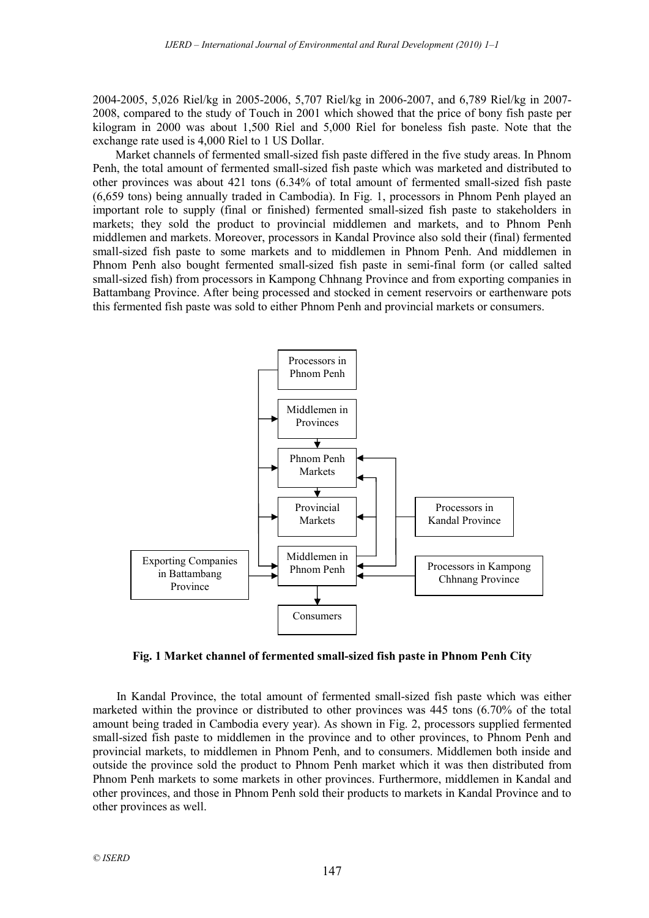2004-2005, 5,026 Riel/kg in 2005-2006, 5,707 Riel/kg in 2006-2007, and 6,789 Riel/kg in 2007-2008, compared to the study of Touch in 2001 which showed that the price of bony fish paste per kilogram in 2000 was about 1,500 Riel and 5,000 Riel for boneless fish paste. Note that the exchange rate used is 4,000 Riel to 1 US Dollar.

Market channels of fermented small-sized fish paste differed in the five study areas. In Phnom Penh, the total amount of fermented small-sized fish paste which was marketed and distributed to other provinces was about 421 tons (6.34% of total amount of fermented small-sized fish paste (6,659 tons) being annually traded in Cambodia). In Fig. 1, processors in Phnom Penh played an important role to supply (final or finished) fermented small-sized fish paste to stakeholders in markets; they sold the product to provincial middlemen and markets, and to Phnom Penh middlemen and markets. Moreover, processors in Kandal Province also sold their (final) fermented small-sized fish paste to some markets and to middlemen in Phnom Penh. And middlemen in Phnom Penh also bought fermented small-sized fish paste in semi-final form (or called salted small-sized fish) from processors in Kampong Chhnang Province and from exporting companies in Battambang Province. After being processed and stocked in cement reservoirs or earthenware pots this fermented fish paste was sold to either Phnom Penh and provincial markets or consumers.

Processors in Phnom Penh

Middlemen in Provinces

Phnom Penh Markets

Provincial Markets

Middlemen in Phnom Penh

Consumers

Processors in Kandal Province

Exporting Companies in Battambang Province

Processors in Kampong Chhnang Province

**Fig. 1 Market channel of fermented small-sized fish paste in Phnom Penh City**

In Kandal Province, the total amount of fermented small-sized fish paste which was either marketed within the province or distributed to other provinces was 445 tons (6.70% of the total amount being traded in Cambodia every year). As shown in Fig. 2, processors supplied fermented small-sized fish paste to middlemen in the province and to other provinces, to Phnom Penh and provincial markets, to middlemen in Phnom Penh, and to consumers. Middlemen both inside and outside the province sold the product to Phnom Penh market which it was then distributed from Phnom Penh markets to some markets in other provinces. Furthermore, middlemen in Kandal and other provinces, and those in Phnom Penh sold their products to markets in Kandal Province and to other provinces as well.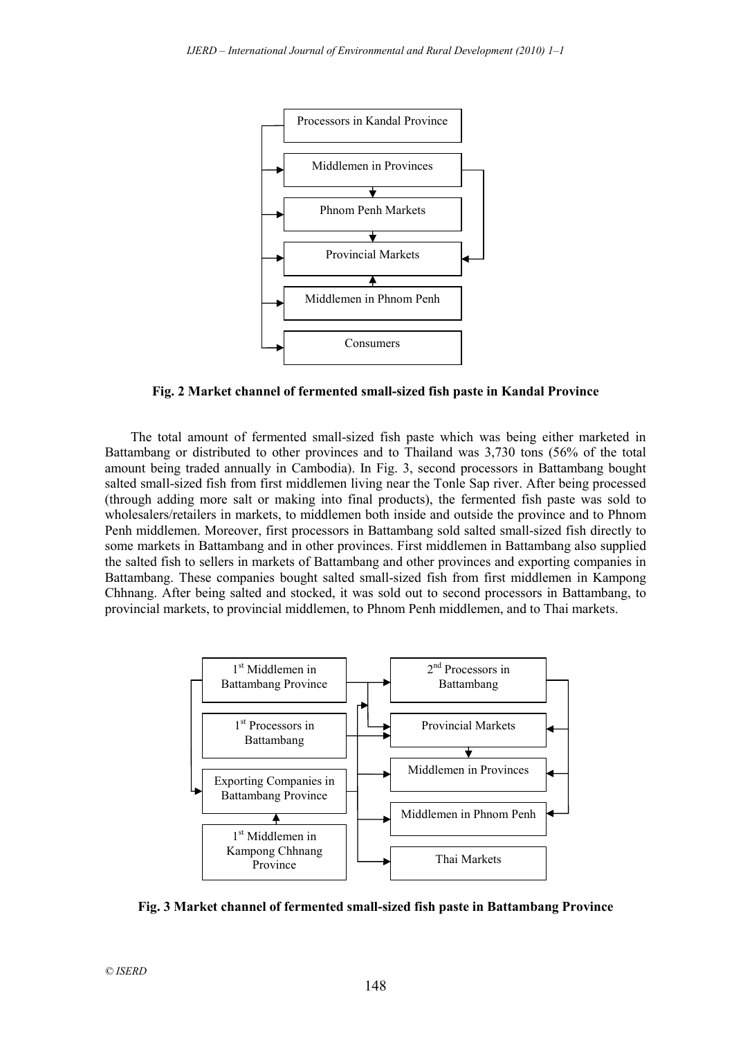**Fig. 2 Market channel of fermented small-sized fish paste in Kandal Province**

The total amount of fermented small-sized fish paste which was being either marketed in Battambang or distributed to other provinces and to Thailand was 3,730 tons (56% of the total amount being traded annually in Cambodia). In Fig. 3, second processors in Battambang bought salted small-sized fish from first middlemen living near the Tonle Sap river. After being processed (through adding more salt or making into final products), the fermented fish paste was sold to wholesalers/retailers in markets, to middlemen both inside and outside the province and to Phnom Penh middlemen. Moreover, first processors in Battambang sold salted small-sized fish directly to some markets in Battambang and in other provinces. First middlemen in Battambang also supplied the salted fish to sellers in markets of Battambang and other provinces and exporting companies in Battambang. These companies bought salted small-sized fish from first middlemen in Kampong Chhnang. After being salted and stocked, it was sold out to second processors in Battambang, to provincial markets, to provincial middlemen, to Phnom Penh middlemen, and to Thai markets.

**Fig. 3 Market channel of fermented small-sized fish paste in Battambang Province**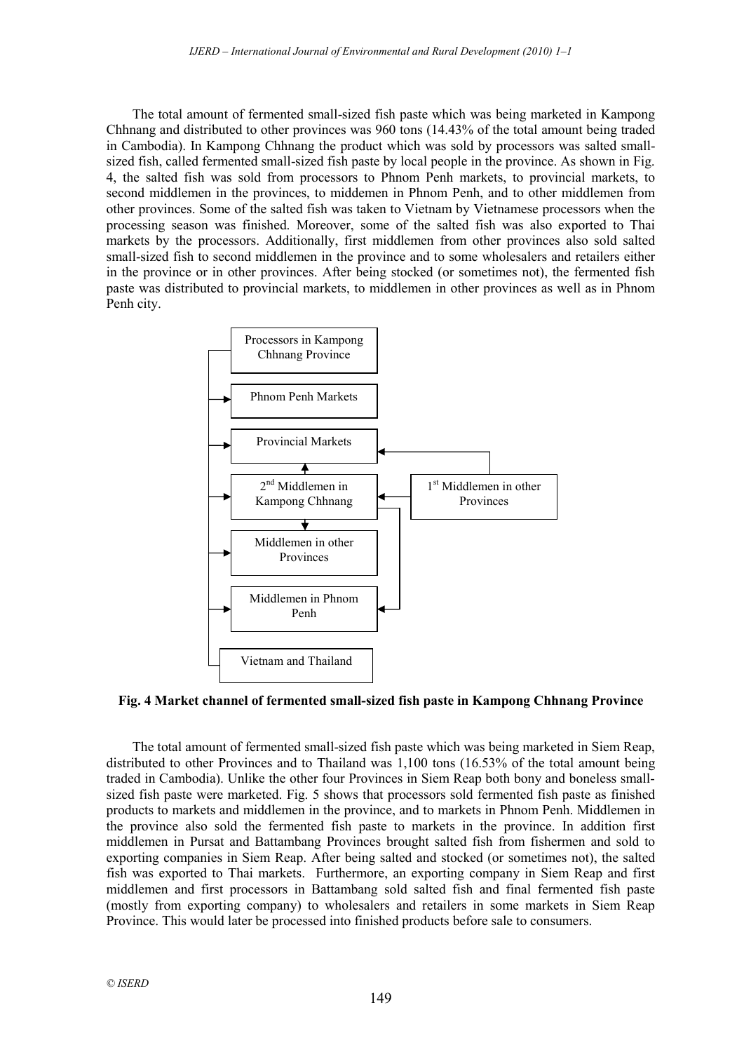The total amount of fermented small-sized fish paste which was being marketed in Kampong Chhnang and distributed to other provinces was 960 tons (14.43% of the total amount being traded in Cambodia). In Kampong Chhnang the product which was sold by processors was salted small-sized fish, called fermented small-sized fish paste by local people in the province. As shown in Fig. 4, the salted fish was sold from processors to Phnom Penh markets, to provincial markets, to second middlemen in the provinces, to middemen in Phnom Penh, and to other middlemen from other provinces. Some of the salted fish was taken to Vietnam by Vietnamese processors when the processing season was finished. Moreover, some of the salted fish was also exported to Thai markets by the processors. Additionally, first middlemen from other provinces also sold salted small-sized fish to second middlemen in the province and to some wholesalers and retailers either in the province or in other provinces. After being stocked (or sometimes not), the fermented fish paste was distributed to provincial markets, to middlemen in other provinces as well as in Phnom Penh city.

Processors in Kampong Chhnang Province

Phnom Penh Markets

Provincial Markets

2nd Middlemen in Kampong Chhnang

1st Middlemen in other Provinces

Middlemen in other Provinces

Middlemen in Phnom Penh

Vietnam and Thailand

**Fig. 4 Market channel of fermented small-sized fish paste in Kampong Chhnang Province**

The total amount of fermented small-sized fish paste which was being marketed in Siem Reap, distributed to other Provinces and to Thailand was 1,100 tons (16.53% of the total amount being traded in Cambodia). Unlike the other four Provinces in Siem Reap both bony and boneless small-sized fish paste were marketed. Fig. 5 shows that processors sold fermented fish paste as finished products to markets and middlemen in the province, and to markets in Phnom Penh. Middlemen in the province also sold the fermented fish paste to markets in the province. In addition first middlemen in Pursat and Battambang Provinces brought salted fish from fishermen and sold to exporting companies in Siem Reap. After being salted and stocked (or sometimes not), the salted fish was exported to Thai markets. Furthermore, an exporting company in Siem Reap and first middlemen and first processors in Battambang sold salted fish and final fermented fish paste (mostly from exporting company) to wholesalers and retailers in some markets in Siem Reap Province. This would later be processed into finished products before sale to consumers.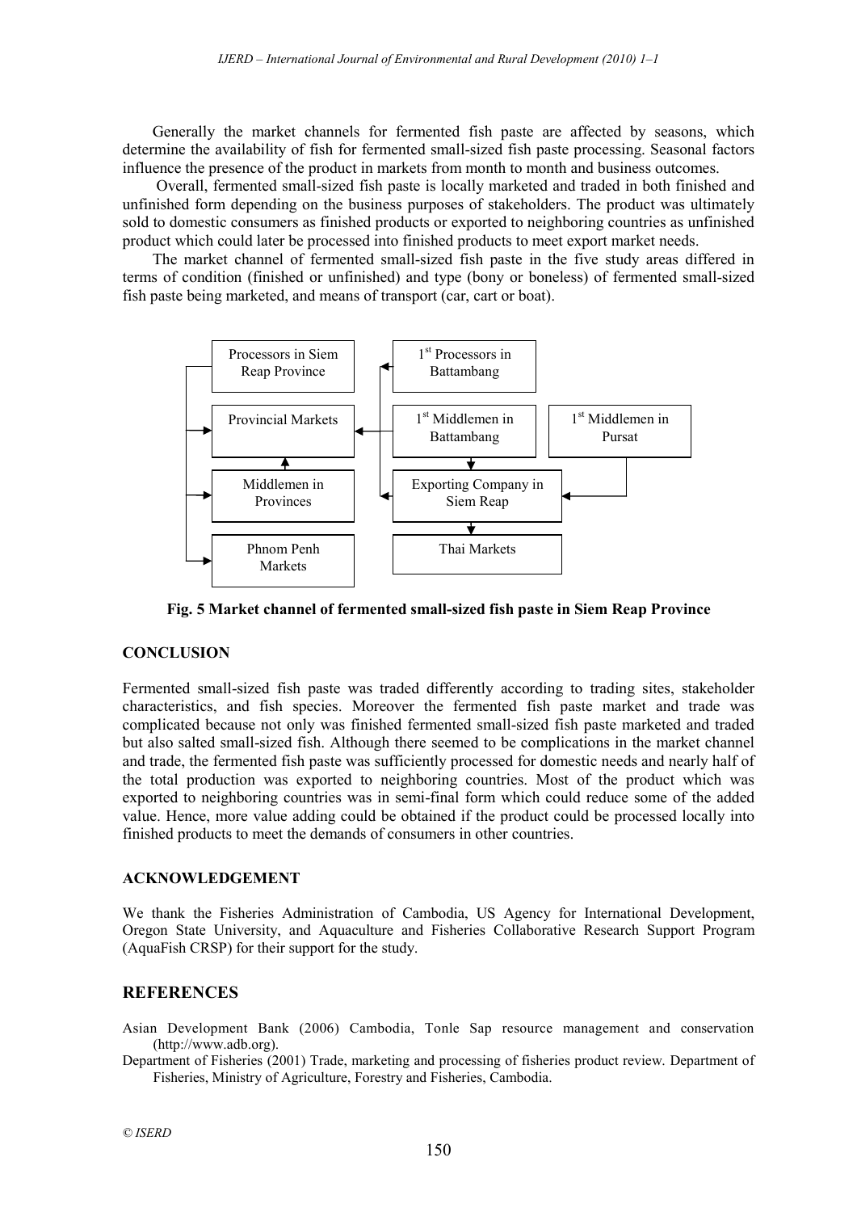Generally the market channels for fermented fish paste are affected by seasons, which determine the availability of fish for fermented small-sized fish paste processing. Seasonal factors influence the presence of the product in markets from month to month and business outcomes.

Overall, fermented small-sized fish paste is locally marketed and traded in both finished and unfinished form depending on the business purposes of stakeholders. The product was ultimately sold to domestic consumers as finished products or exported to neighboring countries as unfinished product which could later be processed into finished products to meet export market needs.

The market channel of fermented small-sized fish paste in the five study areas differed in terms of condition (finished or unfinished) and type (bony or boneless) of fermented small-sized fish paste being marketed, and means of transport (car, cart or boat).

Processors in Siem Reap Province

Provincial Markets

Middlemen in Provinces

Phnom Penh Markets

1st Processors in Battambang

1st Middlemen in Battambang

Exporting Company in Siem Reap

Thai Markets

1st Middlemen in Pursat

**Fig. 5 Market channel of fermented small-sized fish paste in Siem Reap Province**

## CONCLUSION

Fermented small-sized fish paste was traded differently according to trading sites, stakeholder characteristics, and fish species. Moreover the fermented fish paste market and trade was complicated because not only was finished fermented small-sized fish paste marketed and traded but also salted small-sized fish. Although there seemed to be complications in the market channel and trade, the fermented fish paste was sufficiently processed for domestic needs and nearly half of the total production was exported to neighboring countries. Most of the product which was exported to neighboring countries was in semi-final form which could reduce some of the added value. Hence, more value adding could be obtained if the product could be processed locally into finished products to meet the demands of consumers in other countries.

## ACKNOWLEDGEMENT

We thank the Fisheries Administration of Cambodia, US Agency for International Development, Oregon State University, and Aquaculture and Fisheries Collaborative Research Support Program (AquaFish CRSP) for their support for the study.

## REFERENCES

Asian Development Bank (2006) Cambodia, Tonle Sap resource management and conservation (http://www.adb.org).

Department of Fisheries (2001) Trade, marketing and processing of fisheries product review. Department of Fisheries, Ministry of Agriculture, Forestry and Fisheries, Cambodia.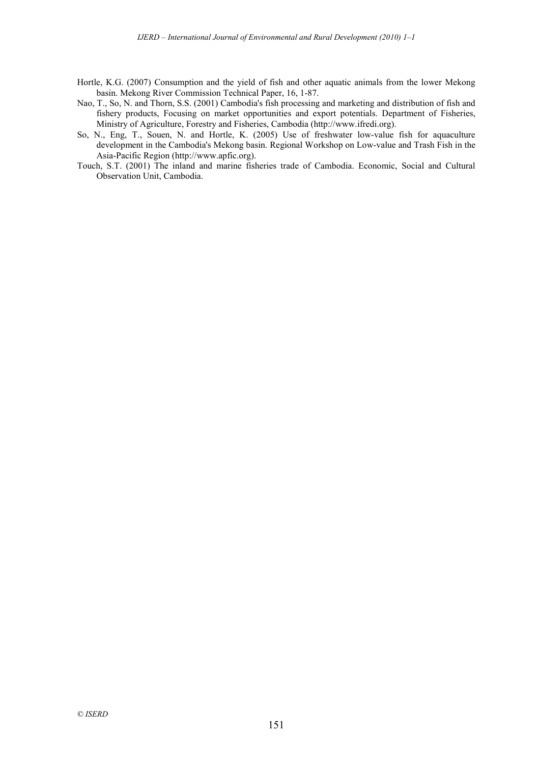Hortle, K.G. (2007) Consumption and the yield of fish and other aquatic animals from the lower Mekong basin. Mekong River Commission Technical Paper, 16, 1-87.

Nao, T., So, N. and Thorn, S.S. (2001) Cambodia's fish processing and marketing and distribution of fish and fishery products, Focusing on market opportunities and export potentials. Department of Fisheries, Ministry of Agriculture, Forestry and Fisheries, Cambodia (http://www.ifredi.org).

So, N., Eng, T., Souen, N. and Hortle, K. (2005) Use of freshwater low-value fish for aquaculture development in the Cambodia's Mekong basin. Regional Workshop on Low-value and Trash Fish in the Asia-Pacific Region (http://www.apfic.org).

Touch, S.T. (2001) The inland and marine fisheries trade of Cambodia. Economic, Social and Cultural Observation Unit, Cambodia.